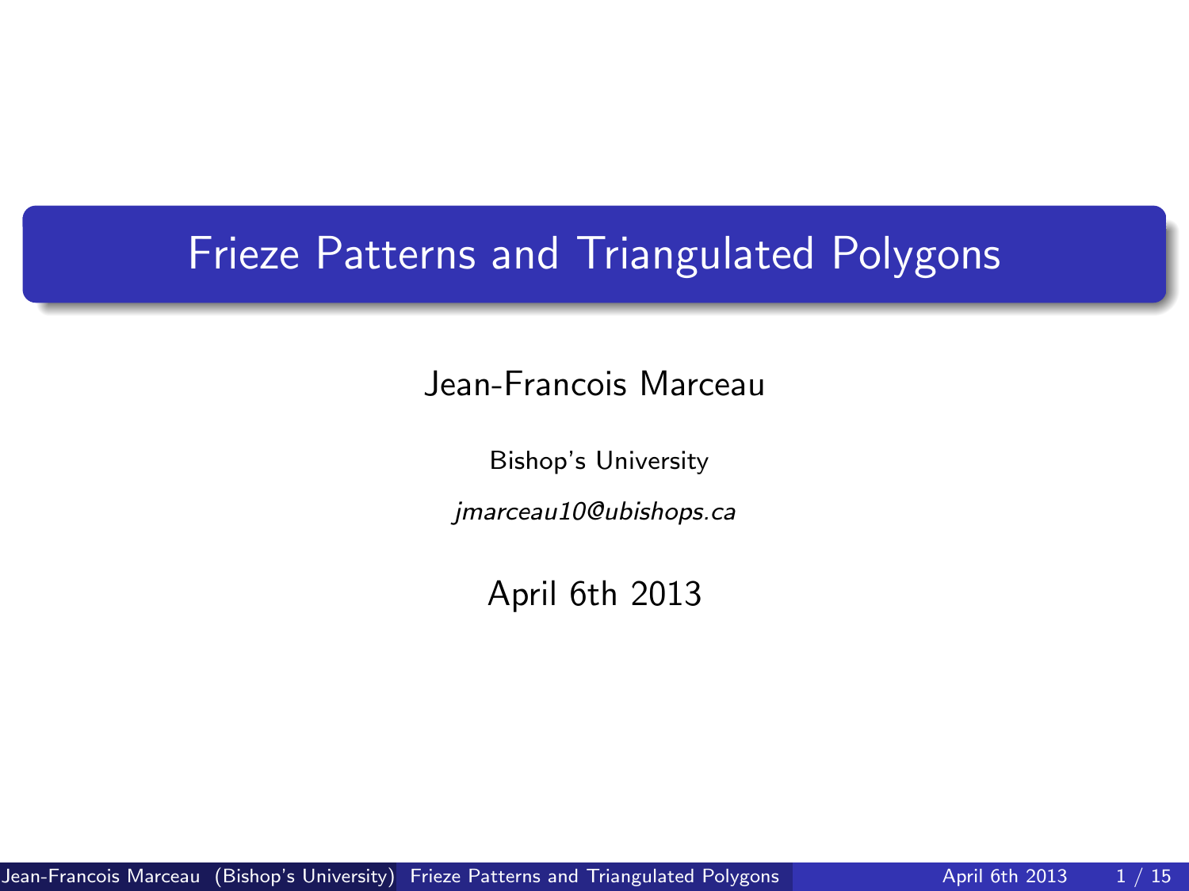# Frieze Patterns and Triangulated Polygons

Jean-Francois Marceau

Bishop's University

*jmarceau10@ubishops.ca*

April 6th 2013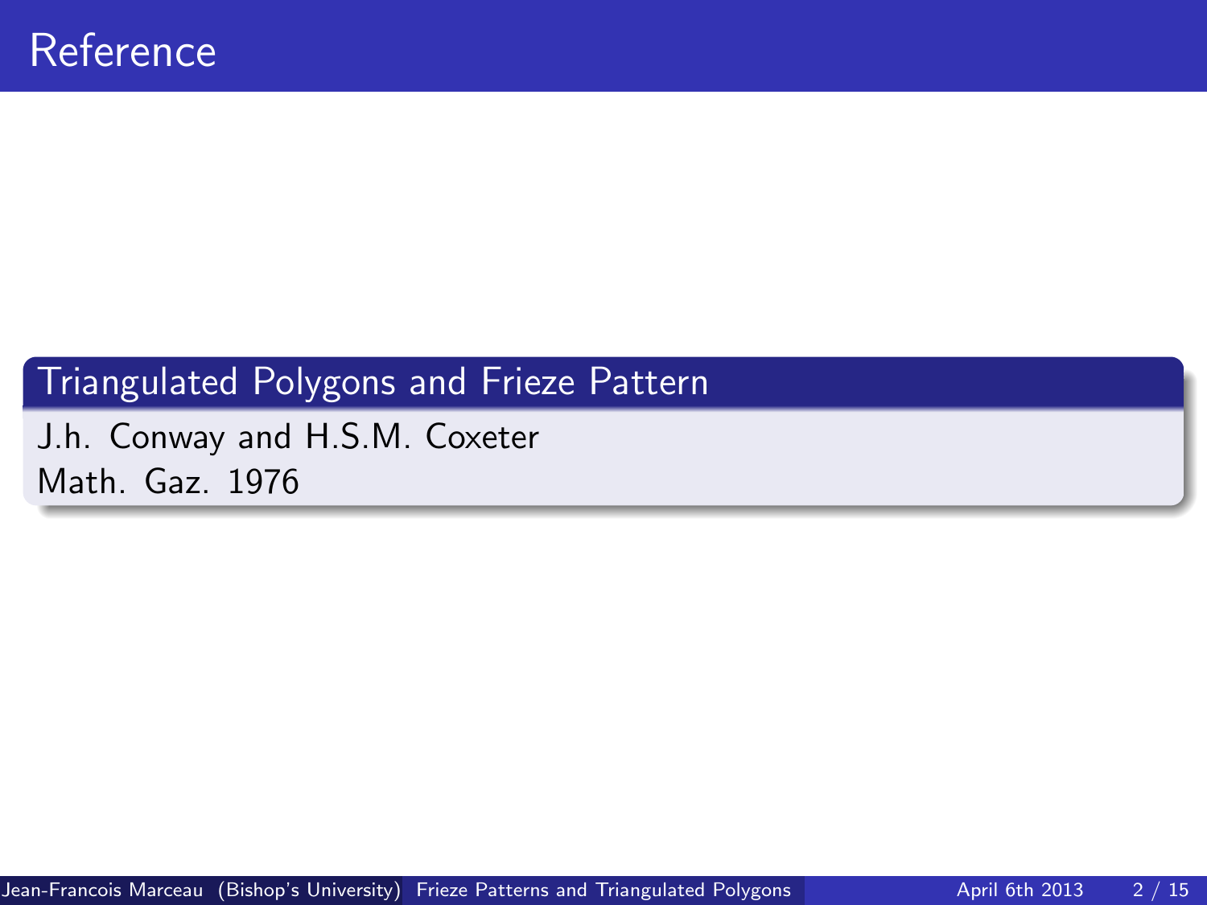# Reference

### Triangulated Polygons and Frieze Pattern

J.h. Conway and H.S.M. Coxeter
Math. Gaz. 1976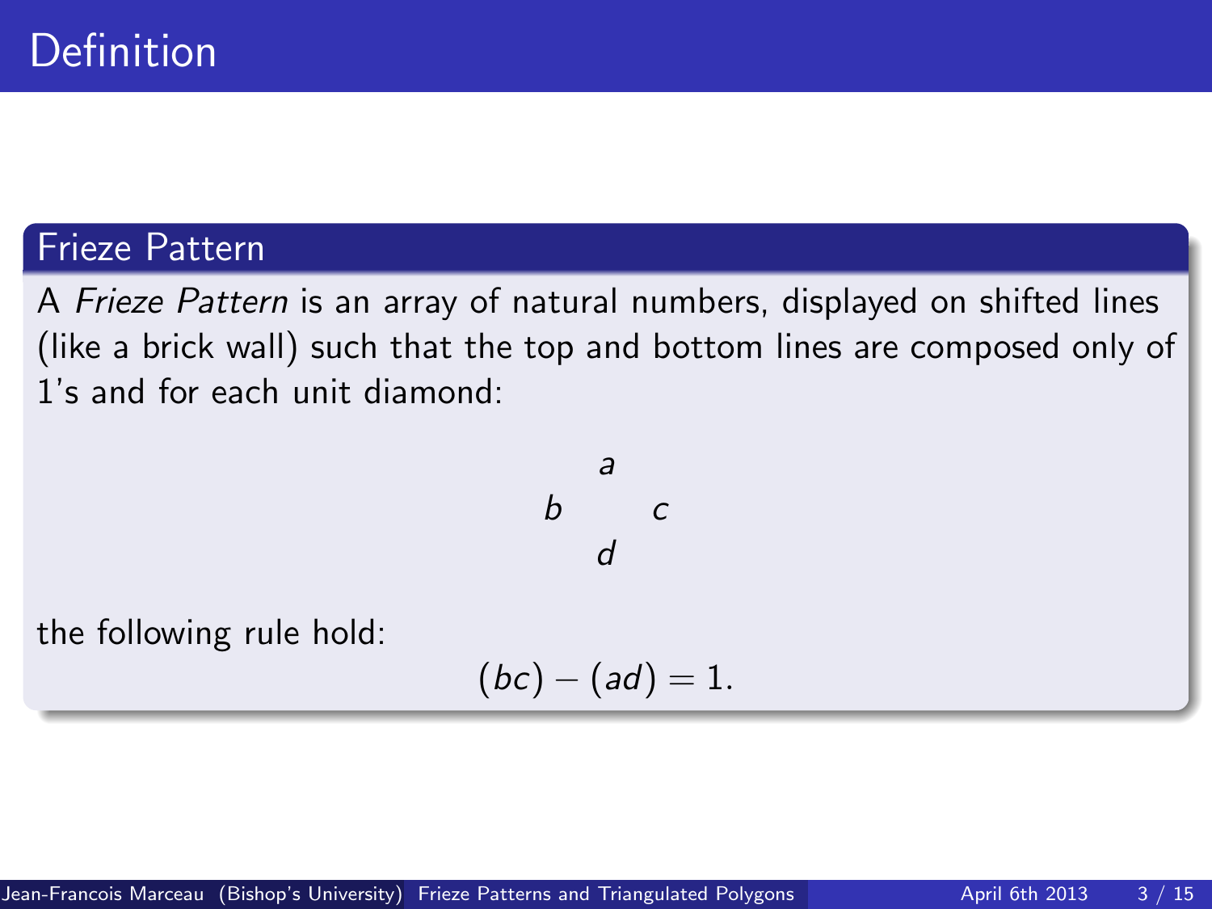# Definition

## Frieze Pattern

A *Frieze Pattern* is an array of natural numbers, displayed on shifted lines (like a brick wall) such that the top and bottom lines are composed only of 1's and for each unit diamond:

$$\begin{array}{ccc} & a & \\ b & & c \\ & d & \end{array}$$

the following rule hold:

$$(bc) - (ad) = 1.$$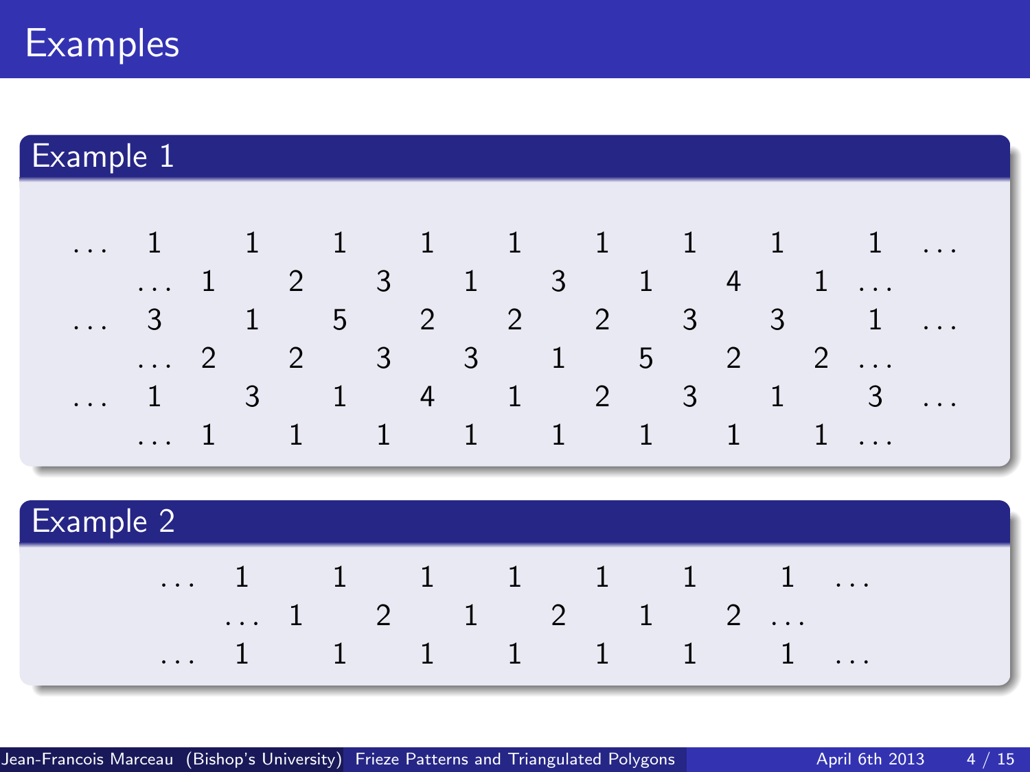# Examples

## Example 1

```
...  1     1     1     1     1     1     1     1     1  ...
   ...  1     2     3     1     3     1     4     1  ...
...  3     1     5     2     2     2     3     3     1  ...
   ...  2     2     3     3     1     5     2     2  ...
...  1     3     1     4     1     2     3     1     3  ...
   ...  1     1     1     1     1     1     1     1  ...
```

## Example 2

```
...  1     1     1     1     1     1     1  ...
   ...  1     2     1     2     1     2  ...
...  1     1     1     1     1     1     1  ...
```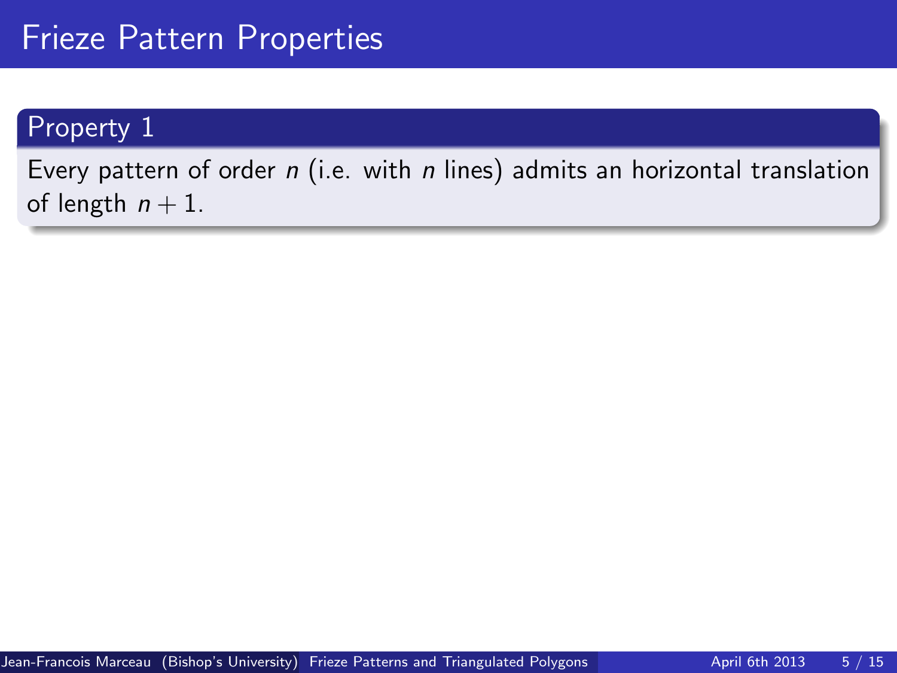# Frieze Pattern Properties

### Property 1

Every pattern of order $n$ (i.e. with $n$ lines) admits an horizontal translation of length $n+1$.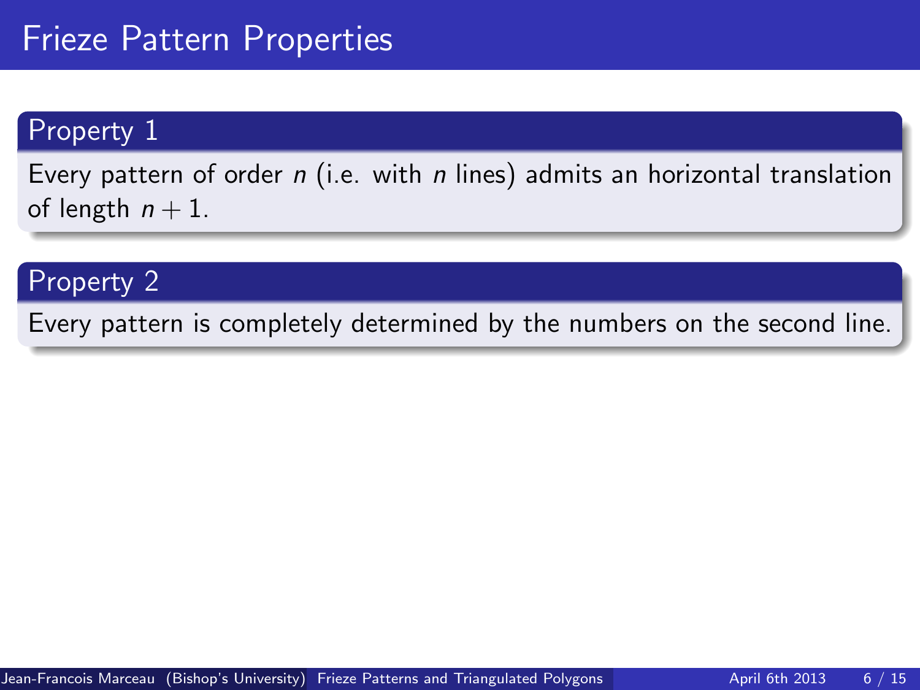# Frieze Pattern Properties

## Property 1

Every pattern of order $n$ (i.e. with $n$ lines) admits an horizontal translation of length $n + 1$.

## Property 2

Every pattern is completely determined by the numbers on the second line.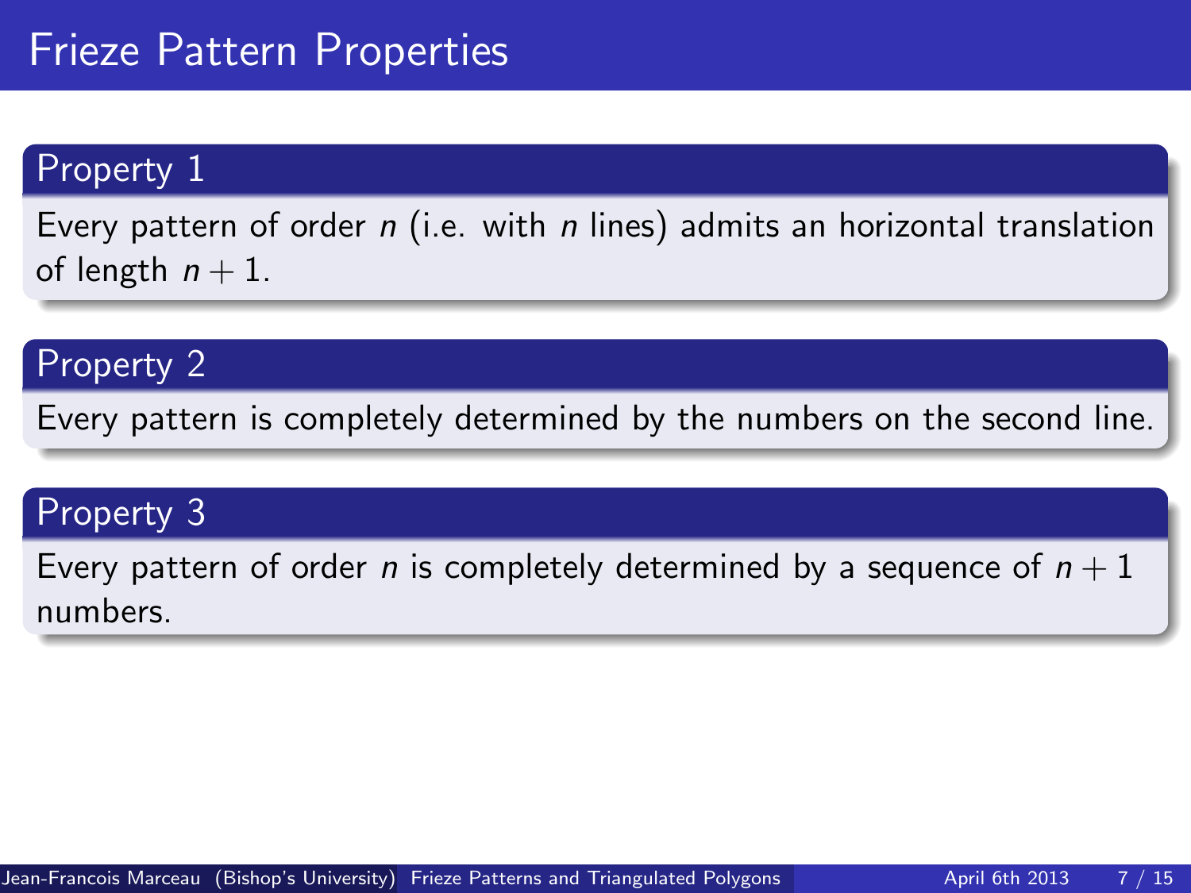# Frieze Pattern Properties

## Property 1

Every pattern of order $n$ (i.e. with $n$ lines) admits an horizontal translation of length $n+1$.

## Property 2

Every pattern is completely determined by the numbers on the second line.

## Property 3

Every pattern of order $n$ is completely determined by a sequence of $n+1$ numbers.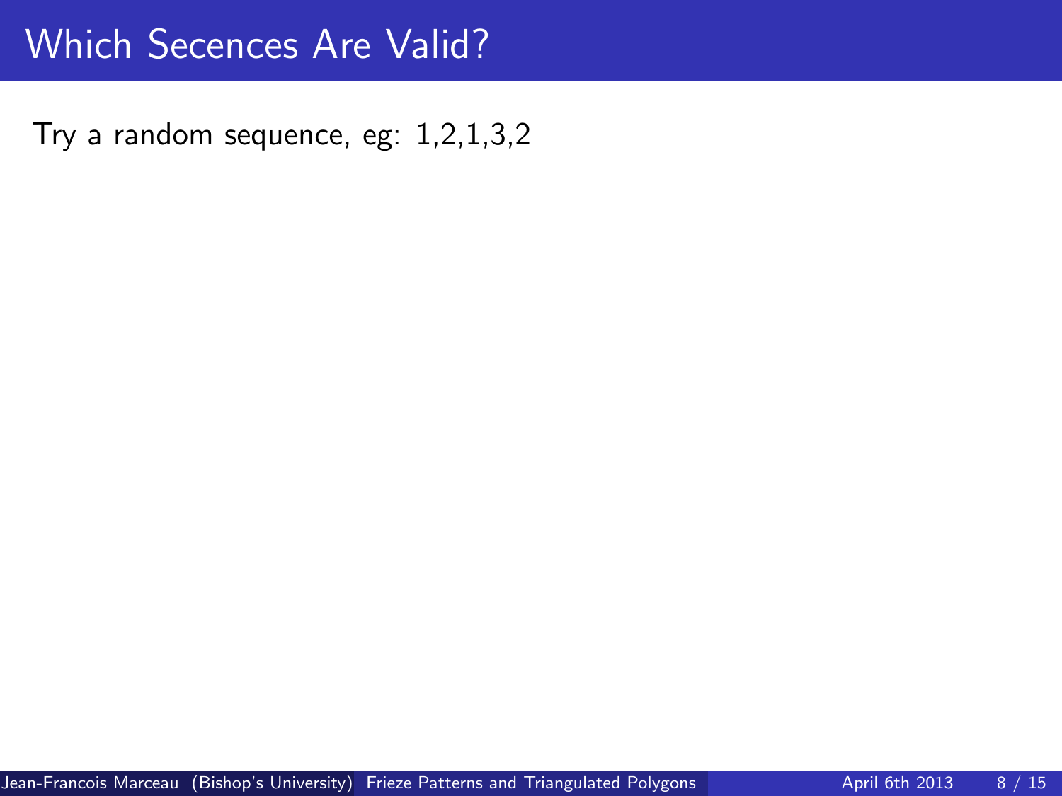# Which Secences Are Valid?

Try a random sequence, eg: 1,2,1,3,2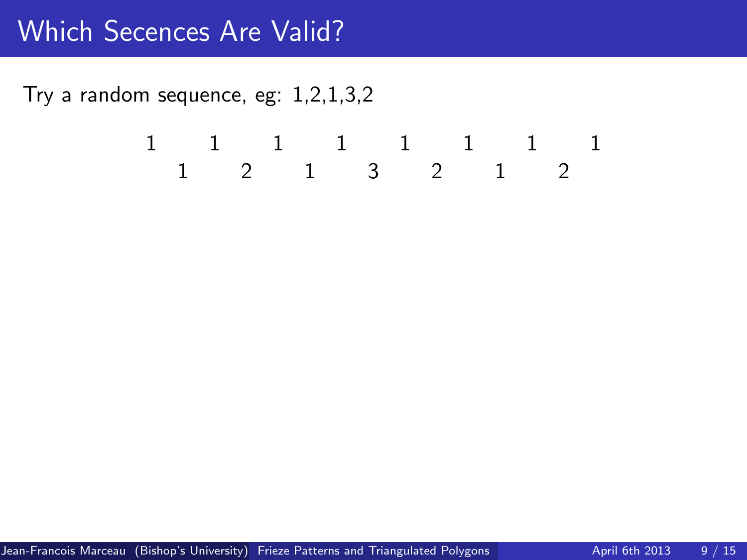# Which Secences Are Valid?

Try a random sequence, eg: 1,2,1,3,2

```
1       1       1       1       1       1       1       1
    1       2       1       3       2       1       2
```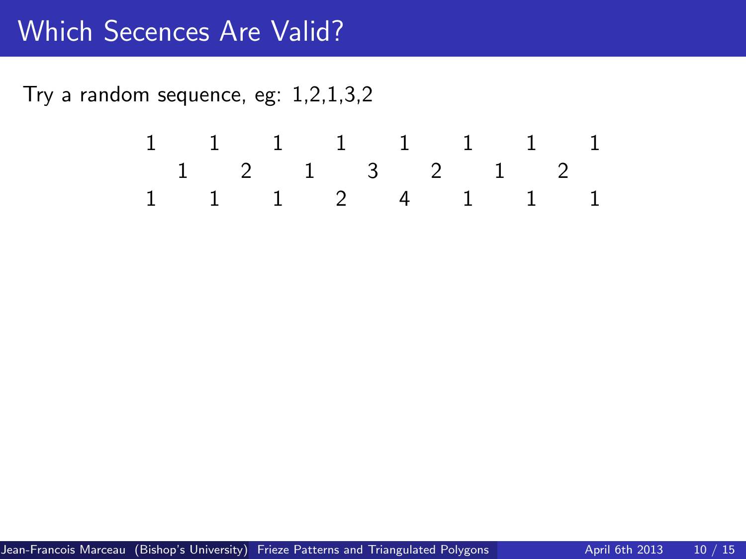# Which Secences Are Valid?

Try a random sequence, eg: 1,2,1,3,2

```
1       1       1       1       1       1       1       1
    1       2       1       3       2       1       2
1       1       1       2       4       1       1       1
```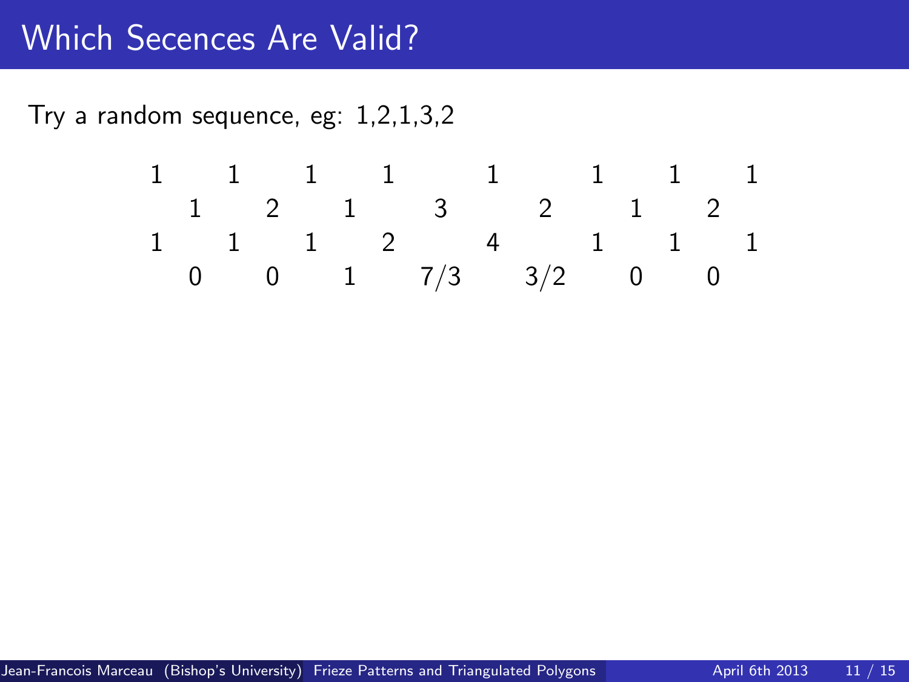# Which Secences Are Valid?

Try a random sequence, eg: 1,2,1,3,2

```
1     1     1     1       1       1     1     1
   1     2     1      3       2       1     2
1     1     1     2       4       1     1     1
   0     0     1     7/3     3/2     0     0
```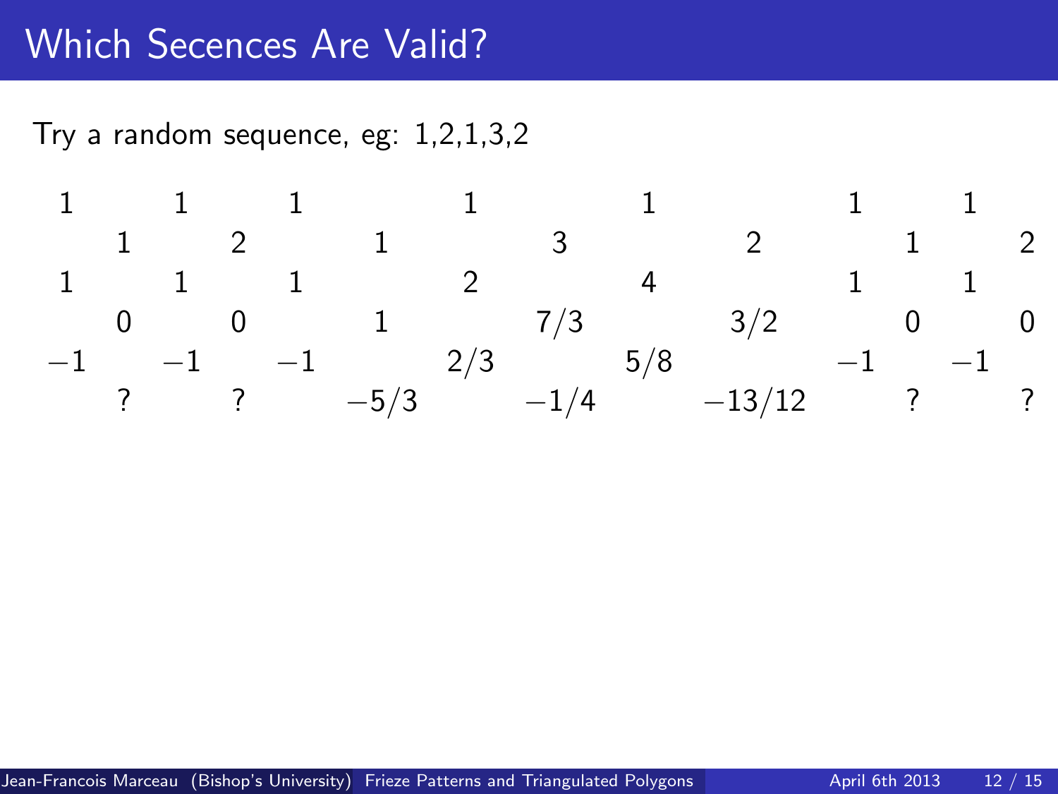# Which Secences Are Valid?

Try a random sequence, eg: 1,2,1,3,2

```
1       1       1           1           1             1       1
    1       2         1           3            2           1       2
1       1       1           2           4             1       1
    0       0         1          7/3          3/2          0       0
−1      −1      −1         2/3         5/8           −1      −1
    ?       ?       −5/3        −1/4        −13/12         ?       ?
```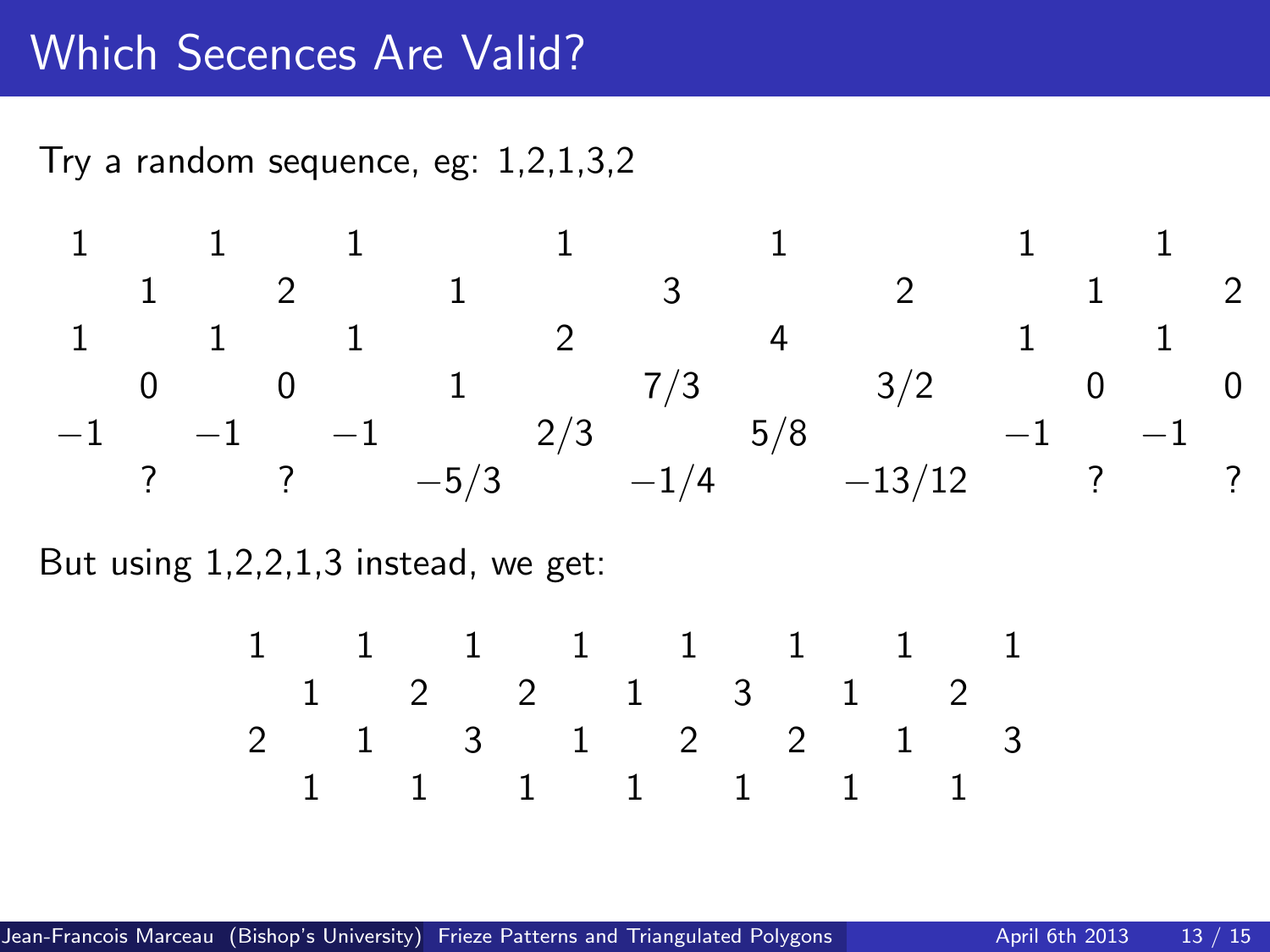# Which Secences Are Valid?

Try a random sequence, eg: 1,2,1,3,2

```
1       1       1           1           1             1       1
    1       2         1           3             2         1       2
1       1       1           2           4             1       1
    0       0         1          7/3           3/2        0       0
−1      −1      −1         2/3         5/8            −1      −1
    ?       ?       −5/3        −1/4         −13/12       ?       ?
```

But using 1,2,2,1,3 instead, we get:

```
1     1     1     1     1     1     1     1
   1     2     2     1     3     1     2
2     1     3     1     2     2     1     3
   1     1     1     1     1     1     1
```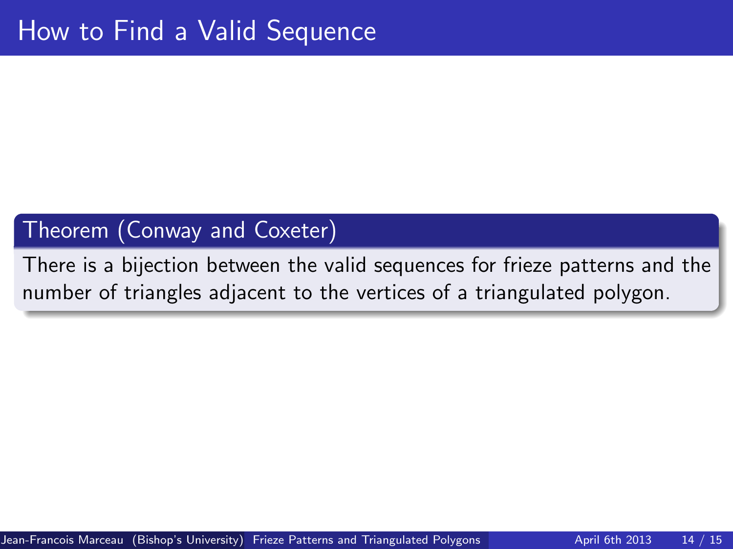# How to Find a Valid Sequence

**Theorem (Conway and Coxeter)**

There is a bijection between the valid sequences for frieze patterns and the number of triangles adjacent to the vertices of a triangulated polygon.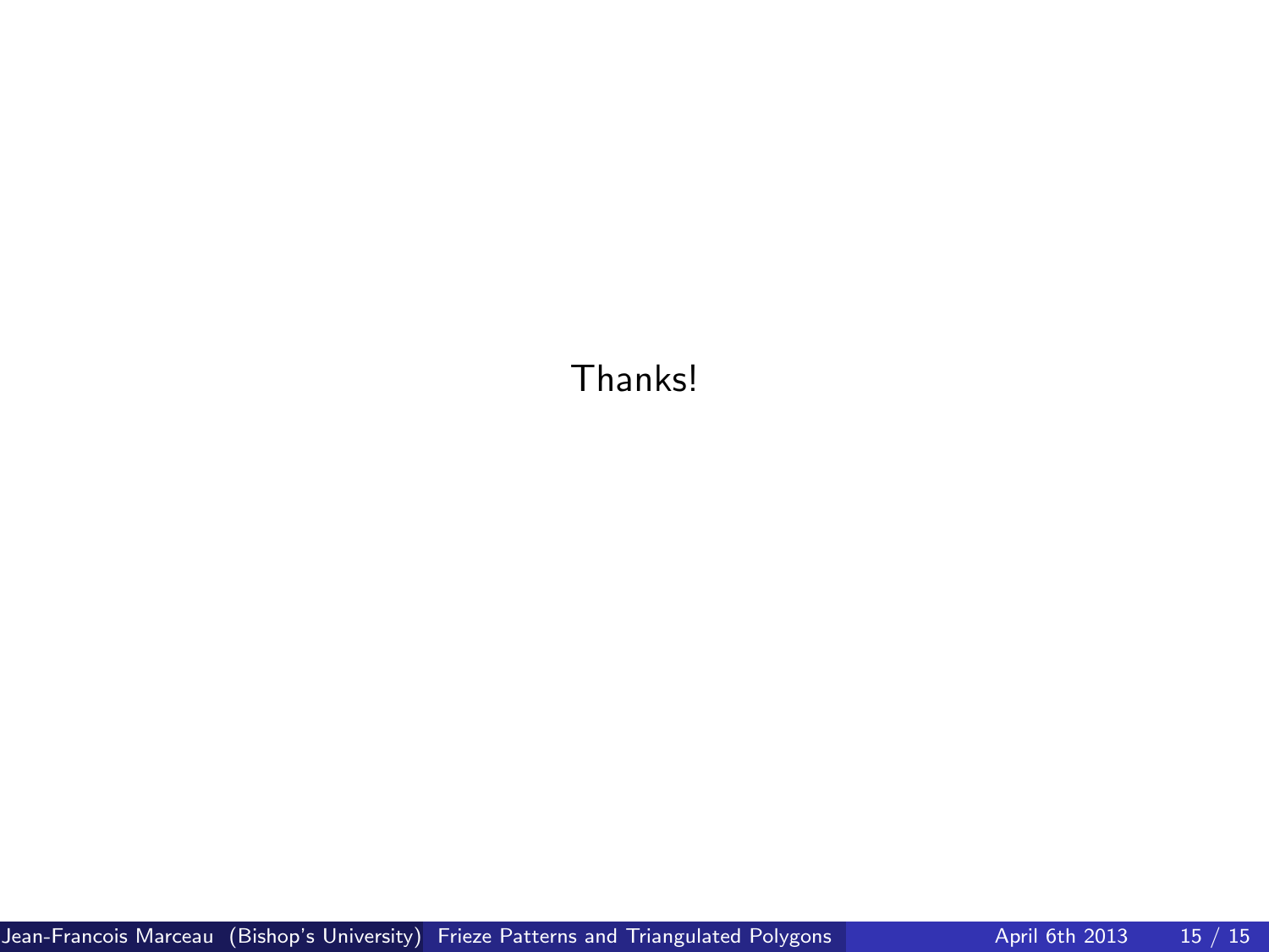Thanks!